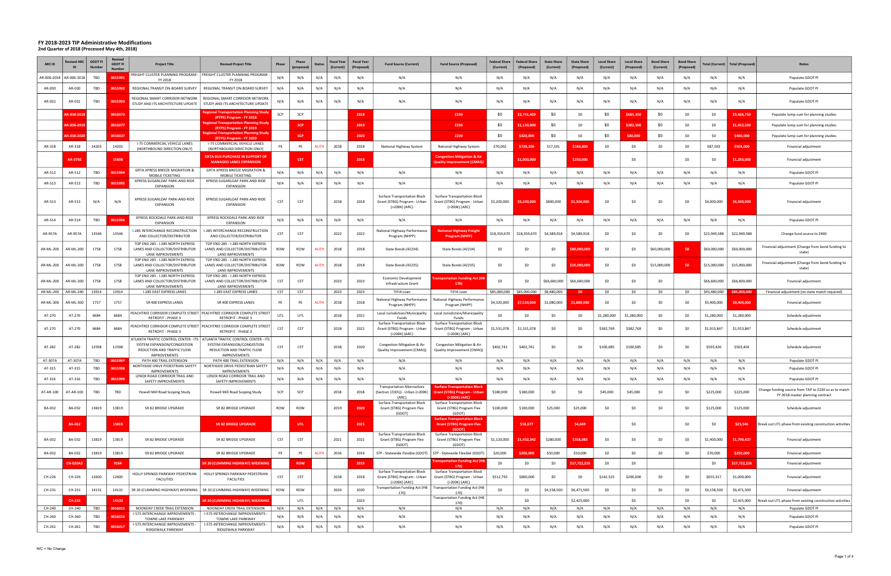# FY 2018-2023 TIP Administrative Modifications

**2nd Quarter of 2018 (Processed May 4th, 2018)**

| ARC ID | Revised ARC ID | GDOT PI Number | Revised GDOT PI Number | Project Title | Revised Project Title | Phase | Phase (proposed) | Status | Fiscal Year (Current) | Fiscal Year (Proposed) | Fund Source (Current) | Fund Source (Proposed) | Federal Share (Current) | Federal Share (Proposed) | State Share (Current) | State Share (Proposed) | Local Share (Current) | Local Share (Proposed) | Bond Share (Current) | Bond Share (Proposed) | Total (Current) | Total (Proposed) | Notes |
|---|---|---|---|---|---|---|---|---|---|---|---|---|---|---|---|---|---|---|---|---|---|---|---|
| AR-006-2018 | AR-006-2018 | TBD | 0015991 | FREIGHT CLUSTER PLANNING PROGRAM - FY 2018 | FREIGHT CLUSTER PLANNING PROGRAM - FY 2018 | N/A | N/A | N/A | N/A | N/A | N/A | N/A | N/A | N/A | N/A | N/A | N/A | N/A | N/A | N/A | N/A | N/A | Populate GDOT PI |
| AR-030 | AR-030 | TBD | 0015992 | REGIONAL TRANSIT ON-BOARD SURVEY | REGIONAL TRANSIT ON-BOARD SURVEY | N/A | N/A | N/A | N/A | N/A | N/A | N/A | N/A | N/A | N/A | N/A | N/A | N/A | N/A | N/A | N/A | N/A | Populate GDOT PI |
| AR-031 | AR-031 | TBD | 0015993 | REGIONAL SMART CORRIDOR NETWORK STUDY AND ITS ARCHITECTURE UPDATE | REGIONAL SMART CORRIDOR NETWORK STUDY AND ITS ARCHITECTURE UPDATE | N/A | N/A | N/A | N/A | N/A | N/A | N/A | N/A | N/A | N/A | N/A | N/A | N/A | N/A | N/A | N/A | N/A | Populate GDOT PI |
| | AR-038-2018 | | 0016073 | | Regional Transportation Planning Study (RTPS) Program - FY 2018 | SCP | SCP | | | 2018 | | Z230 | $0 | $2,741,400 | $0 | $0 | $0 | $685,350 | $0 | $0 | $0 | $3,426,750 | Populate lump sum for planning studies |
| | AR-038-2019 | | 0016077 | | Regional Transportation Planning Study (RTPS) Program - FY 2019 | | SCP | | | 2019 | | Z230 | $0 | $1,130,000 | $0 | $0 | $0 | $282,500 | $0 | $0 | $0 | $1,412,500 | Populate lump sum for planning studies |
| | AR-038-2020 | | 0016027 | | Regional Transportation Planning Study (RTPS) Program - FY 2020 | | SCP | | | 2020 | | Z230 | $0 | $320,000 | $0 | $0 | $0 | $80,000 | $0 | $0 | $0 | $400,000 | Populate lump sum for planning studies |
| AR-318 | AR-318 | 14203 | 14203 | I-75 COMMERCIAL VEHICLE LANES (NORTHBOUND DIRECTION ONLY) | I-75 COMMERCIAL VEHICLE LANES (NORTHBOUND DIRECTION ONLY) | PE | PE | AUTH | 2018 | 2018 | National Highway System | National Highway System | $70,002 | $739,200 | $17,501 | $184,800 | $0 | $0 | $0 | $0 | $87,503 | $924,000 | Financial adjustment |
| | AR-375E | | 15698 | | GRTA BUS PURCHASE IN SUPPORT OF MANAGED LANES EXPANSION | | CST | | | 2018 | | Congestion Mitigation & Air Quality Improvement (CMAQ) | | $1,000,000 | | $250,000 | | $0 | | $0 | $0 | $1,250,000 | Financial adjustment |
| AR-512 | AR-512 | TBD | 0015994 | GRTA XPRESS BREEZE MIGRATION & MOBILE TICKETING | GRTA XPRESS BREEZE MIGRATION & MOBILE TICKETING | N/A | N/A | N/A | N/A | N/A | N/A | N/A | N/A | N/A | N/A | N/A | N/A | N/A | N/A | N/A | N/A | N/A | Populate GDOT PI |
| AR-513 | AR-513 | TBD | 0015995 | XPRESS SUGARLOAF PARK-AND-RIDE EXPANSION | XPRESS SUGARLOAF PARK-AND-RIDE EXPANSION | N/A | N/A | N/A | N/A | N/A | N/A | N/A | N/A | N/A | N/A | N/A | N/A | N/A | N/A | N/A | N/A | N/A | Populate GDOT PI |
| AR-513 | AR-513 | N/A | N/A | XPRESS SUGARLOAF PARK-AND-RIDE EXPANSION | XPRESS SUGARLOAF PARK-AND-RIDE EXPANSION | CST | CST | | 2018 | 2018 | Surface Transportation Block Grant (STBG) Program - Urban (>200K) (ARC) | Surface Transportation Block Grant (STBG) Program - Urban (>200K) (ARC) | $3,200,000 | $5,200,000 | $800,000 | $1,300,000 | $0 | $0 | $0 | $0 | $4,000,000 | $6,500,000 | Financial adjustment |
| AR-514 | AR-514 | TBD | 0015996 | XPRESS ROCKDALE PARK-AND-RIDE EXPANSION | XPRESS ROCKDALE PARK-AND-RIDE EXPANSION | N/A | N/A | N/A | N/A | N/A | N/A | N/A | N/A | N/A | N/A | N/A | N/A | N/A | N/A | N/A | N/A | N/A | Populate GDOT PI |
| AR-957A | AR-957A | 13546 | 13546 | I-285 INTERCHANGE RECONSTRUCTION AND COLLECTOR/DISTRIBUTOR | I-285 INTERCHANGE RECONSTRUCTION AND COLLECTOR/DISTRIBUTOR | CST | CST | | 2022 | 2022 | National Highway Performance Program (NHPP) | National Highway Freight Program (NHFP) | $18,359,670 | $18,359,670 | $4,589,918 | $4,589,918 | $0 | $0 | $0 | $0 | $22,949,588 | $22,949,588 | Change fund source to Z460 |
| AR-ML-200 | AR-ML-200 | 1758 | 1758 | TOP END 285 - I-285 NORTH EXPRESS LANES AND COLLECTOR/DISTRIBUTOR LANE IMPROVEMENTS | TOP END 285 - I-285 NORTH EXPRESS LANES AND COLLECTOR/DISTRIBUTOR LANE IMPROVEMENTS | ROW | ROW | AUTH | 2018 | 2018 | State Bonds (42234) | State Bonds (42234) | $0 | $0 | $0 | $60,000,000 | $0 | $0 | $60,000,000 | $0 | $60,000,000 | $60,000,000 | Financial adjustment (Change from bond funding to state) |
| AR-ML-200 | AR-ML-200 | 1758 | 1758 | TOP END 285 - I-285 NORTH EXPRESS LANES AND COLLECTOR/DISTRIBUTOR LANE IMPROVEMENTS | TOP END 285 - I-285 NORTH EXPRESS LANES AND COLLECTOR/DISTRIBUTOR LANE IMPROVEMENTS | ROW | ROW | AUTH | 2018 | 2018 | State Bonds (42235) | State Bonds (42235) | $0 | $0 | $0 | $15,000,000 | $0 | $0 | $15,000,000 | $0 | $15,000,000 | $15,000,000 | Financial adjustment (Change from bond funding to state) |
| AR-ML-200 | AR-ML-200 | 1758 | 1758 | TOP END 285 - I-285 NORTH EXPRESS LANES AND COLLECTOR/DISTRIBUTOR LANE IMPROVEMENTS | TOP END 285 - I-285 NORTH EXPRESS LANES AND COLLECTOR/DISTRIBUTOR LANE IMPROVEMENTS | CST | CST | | 2023 | 2023 | Economic Development Infrastructure Grant | Transportation Funding Act (HB 170) | $0 | $0 | $66,600,000 | $66,600,000 | $0 | $0 | $0 | | $66,600,000 | $66,600,000 | Financial adjustment |
| AR-ML-240 | AR-ML-240 | 13914 | 13914 | I-285 EAST EXPRESS LANES | I-285 EAST EXPRESS LANES | CST | CST | | 2023 | 2023 | TIFIA Loan | TIFIA Loan | $85,000,000 | $85,000,000 | $8,480,000 | $0 | $0 | $0 | $0 | $0 | $93,480,000 | $85,000,000 | Financial adjustment (no state match required) |
| AR-ML-300 | AR-ML-300 | 1757 | 1757 | SR 400 EXPRESS LANES | SR 400 EXPRESS LANES | PE | PE | AUTH | 2018 | 2018 | National Highway Performance Program (NHPP) | National Highway Performance Program (NHPP) | $4,320,000 | $7,520,000 | $1,080,000 | $1,880,000 | $0 | $0 | $0 | $0 | $5,400,000 | $9,400,000 | Financial adjustment |
| AT-270 | AT-270 | 6684 | 6684 | PEACHTREE CORRIDOR COMPLETE STREET RETROFIT - PHASE 3 | PEACHTREE CORRIDOR COMPLETE STREET RETROFIT - PHASE 3 | UTL | UTL | | 2018 | 2021 | Local Jurisdiction/Municipality Funds | Local Jurisdiction/Municipality Funds | $0 | $0 | $0 | $0 | $1,280,000 | $1,280,000 | $0 | $0 | $1,280,000 | $1,280,000 | Schedule adjustment |
| AT-270 | AT-270 | 6684 | 6684 | PEACHTREE CORRIDOR COMPLETE STREET RETROFIT - PHASE 3 | PEACHTREE CORRIDOR COMPLETE STREET RETROFIT - PHASE 3 | CST | CST | | 2018 | 2021 | Surface Transportation Block Grant (STBG) Program - Urban (>200K) (ARC) | Surface Transportation Block Grant (STBG) Program - Urban (>200K) (ARC) | $1,531,078 | $1,531,078 | $0 | $0 | $382,769 | $382,769 | $0 | $0 | $1,913,847 | $1,913,847 | Schedule adjustment |
| AT-282 | AT-282 | 12598 | 12598 | ATLANTA TRAFFIC CONTROL CENTER - ITS SYSTEM EXPANSION/CONGESTION REDUCTION AND TRAFFIC FLOW IMPROVEMENTS | ATLANTA TRAFFIC CONTROL CENTER - ITS SYSTEM EXPANSION/CONGESTION REDUCTION AND TRAFFIC FLOW IMPROVEMENTS | CST | CST | | 2018 | 2020 | Congestion Mitigation & Air Quality Improvement (CMAQ) | Congestion Mitigation & Air Quality Improvement (CMAQ) | $402,741 | $402,741 | $0 | $0 | $100,685 | $100,685 | $0 | $0 | $503,426 | $503,426 | Schedule adjustment |
| AT-307A | AT-307A | TBD | 0015997 | PATH 400 TRAIL EXTENSION | PATH 400 TRAIL EXTENSION | N/A | N/A | N/A | N/A | N/A | N/A | N/A | N/A | N/A | N/A | N/A | N/A | N/A | N/A | N/A | N/A | N/A | Populate GDOT PI |
| AT-315 | AT-315 | TBD | 0015998 | NORTHSIDE DRIVE PEDESTRIAN SAFETY IMPROVEMENTS | NORTHSIDE DRIVE PEDESTRIAN SAFETY IMPROVEMENTS | N/A | N/A | N/A | N/A | N/A | N/A | N/A | N/A | N/A | N/A | N/A | N/A | N/A | N/A | N/A | N/A | N/A | Populate GDOT PI |
| AT-316 | AT-316 | TBD | 0015999 | LENOX ROAD CORRIDOR TRAIL AND SAFETY IMPROVEMENTS | LENOX ROAD CORRIDOR TRAIL AND SAFETY IMPROVEMENTS | N/A | N/A | N/A | N/A | N/A | N/A | N/A | N/A | N/A | N/A | N/A | N/A | N/A | N/A | N/A | N/A | N/A | Populate GDOT PI |
| AT-AR-100 | AT-AR-100 | TBD | TBD | Howell Mill Road Scoping Study | Howell Mill Road Scoping Study | SCP | SCP | | 2018 | 2018 | Transportation Alternatives (Section 133(h)) - Urban (>200K) (ARC) | Surface Transportation Block Grant (STBG) Program - Urban (>200K) (ARC) | $180,000 | $180,000 | $0 | $0 | $45,000 | $45,000 | $0 | $0 | $225,000 | $225,000 | Change funding source from TAP to Z230 so as to match FY 2018 master planning contract |
| BA-032 | BA-032 | 13819 | 13819 | SR 82 BRIDGE UPGRADE | SR 82 BRIDGE UPGRADE | ROW | ROW | | 2019 | 2020 | Surface Transportation Block Grant (STBG) Program Flex (GDOT) | Surface Transportation Block Grant (STBG) Program Flex (GDOT) | $100,000 | $100,000 | $25,000 | $25,000 | $0 | $0 | $0 | $0 | $125,000 | $125,000 | Schedule adjustment |
| | BA-032 | | 13819 | | SR 82 BRIDGE UPGRADE | | UTL | | | 2021 | | Surface Transportation Block Grant (STBG) Program Flex (GDOT) | | $18,677 | | $4,669 | | $0 | | $0 | $0 | $23,346 | Break out UTL phase from existing construction activities |
| BA-032 | BA-032 | 13819 | 13819 | SR 82 BRIDGE UPGRADE | SR 82 BRIDGE UPGRADE | CST | CST | | 2021 | 2021 | Surface Transportation Block Grant (STBG) Program Flex (GDOT) | Surface Transportation Block Grant (STBG) Program Flex (GDOT) | $1,120,000 | $1,432,342 | $280,000 | $358,085 | $0 | $0 | $0 | $0 | $1,400,000 | $1,790,427 | Financial adjustment |
| BA-032 | BA-032 | 13819 | 13819 | SR 82 BRIDGE UPGRADE | SR 82 BRIDGE UPGRADE | PE | PE | AUTH | 2016 | 2016 | STP - Statewide Flexible (GDOT) | STP - Statewide Flexible (GDOT) | $20,000 | $200,000 | $50,000 | $50,000 | $0 | $0 | $0 | $0 | $70,000 | $250,000 | Financial adjustment |
| | CH-020A3 | | 9164 | | SR 20 (CUMMING HIGHWAY) WIDENING | | ROW | | | 2019 | | Transportation Funding Act (HB 170) | $0 | $0 | $0 | $17,722,226 | $0 | $0 | | | $0 | $17,722,226 | Financial adjustment |
| CH-226 | CH-226 | 12600 | 12600 | HOLLY SPRINGS PARKWAY PEDESTRIAN FACILITIES | HOLLY SPRINGS PARKWAY PEDESTRIAN FACILITIES | CST | CST | | 2018 | 2018 | Surface Transportation Block Grant (STBG) Program - Urban (>200K) (ARC) | Surface Transportation Block Grant (STBG) Program - Urban (>200K) (ARC) | $512,792 | $800,000 | $0 | $0 | $142,525 | $200,000 | $0 | $0 | $655,317 | $1,000,000 | Financial adjustment |
| CH-231 | CH-231 | 14131 | 14131 | SR 20 (CUMMING HIGHWAY) WIDENING | SR 20 (CUMMING HIGHWAY) WIDENING | ROW | ROW | | 2020 | 2020 | Transportation Funding Act (HB 170) | Transportation Funding Act (HB 170) | $0 | $0 | $4,158,500 | $6,471,500 | $0 | $0 | $0 | $0 | $4,158,500 | $6,471,500 | Financial adjustment |
| | CH-231 | | 14131 | | SR 20 (CUMMING HIGHWAY) WIDENING | | UTL | | | 2023 | | Transportation Funding Act (HB 170) | | $0 | | $2,425,000 | | $0 | | $0 | $0 | $2,425,000 | Break out UTL phase from existing construction activities |
| CH-240 | CH-240 | TBD | 0016015 | NOONDAY CREEK TRAIL EXTENSION | NOONDAY CREEK TRAIL EXTENSION | N/A | N/A | N/A | N/A | N/A | N/A | N/A | N/A | N/A | N/A | N/A | N/A | N/A | N/A | N/A | N/A | N/A | Populate GDOT PI |
| CH-260 | CH-260 | TBD | 0016016 | I-575 INTERCHANGE IMPROVEMENTS - TOWNE LAKE PARKWAY | I-575 INTERCHANGE IMPROVEMENTS - TOWNE LAKE PARKWAY | N/A | N/A | N/A | N/A | N/A | N/A | N/A | N/A | N/A | N/A | N/A | N/A | N/A | N/A | N/A | N/A | N/A | Populate GDOT PI |
| CH-261 | CH-261 | TBD | 0016017 | I-575 INTERCHANGE IMPROVEMENTS - RIDGEWALK PARKWAY | I-575 INTERCHANGE IMPROVEMENTS - RIDGEWALK PARKWAY | N/A | N/A | N/A | N/A | N/A | N/A | N/A | N/A | N/A | N/A | N/A | N/A | N/A | N/A | N/A | N/A | N/A | Populate GDOT PI |

N/C = No Change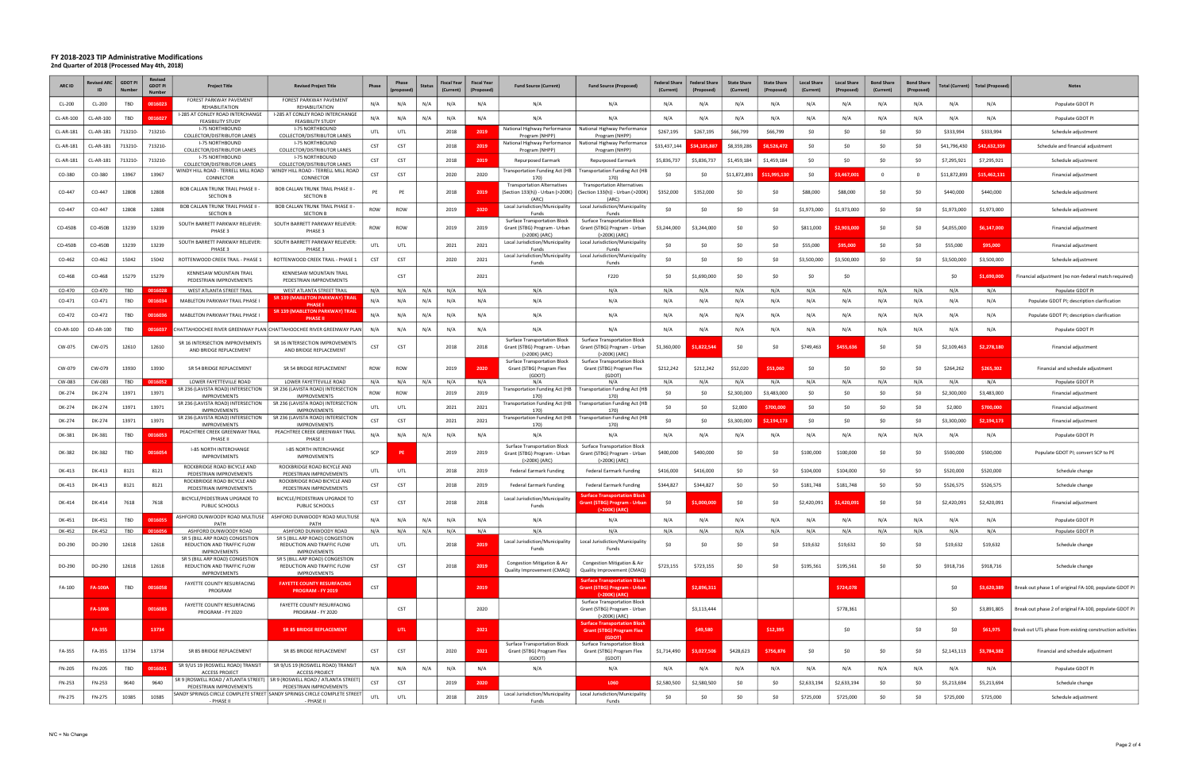# FY 2018-2023 TIP Administrative Modifications

**2nd Quarter of 2018 (Processed May 4th, 2018)**

| ARC ID | Revised ARC ID | GDOT PI Number | Revised GDOT PI Number | Project Title | Revised Project Title | Phase | Phase (proposed) | Status | Fiscal Year (Current) | Fiscal Year (Proposed) | Fund Source (Current) | Fund Source (Proposed) | Federal Share (Current) | Federal Share (Proposed) | State Share (Current) | State Share (Proposed) | Local Share (Current) | Local Share (Proposed) | Bond Share (Current) | Bond Share (Proposed) | Total (Current) | Total (Proposed) | Notes |
|---|---|---|---|---|---|---|---|---|---|---|---|---|---|---|---|---|---|---|---|---|---|---|---|
| CL-200 | CL-200 | TBD | 0016023 | FOREST PARKWAY PAVEMENT REHABILITATION | FOREST PARKWAY PAVEMENT REHABILITATION | N/A | N/A | N/A | N/A | N/A | N/A | N/A | N/A | N/A | N/A | N/A | N/A | N/A | N/A | N/A | N/A | N/A | Populate GDOT PI |
| CL-AR-100 | CL-AR-100 | TBD | 0016027 | I-285 AT CONLEY ROAD INTERCHANGE FEASIBILITY STUDY | I-285 AT CONLEY ROAD INTERCHANGE FEASIBILITY STUDY | N/A | N/A | N/A | N/A | N/A | N/A | N/A | N/A | N/A | N/A | N/A | N/A | N/A | N/A | N/A | N/A | N/A | Populate GDOT PI |
| CL-AR-181 | CL-AR-181 | 713210- | 713210- | I-75 NORTHBOUND COLLECTOR/DISTRIBUTOR LANES | I-75 NORTHBOUND COLLECTOR/DISTRIBUTOR LANES | UTL | UTL | | 2018 | 2019 | National Highway Performance Program (NHPP) | National Highway Performance Program (NHPP) | $267,195 | $267,195 | $66,799 | $66,799 | $0 | $0 | $0 | $0 | $333,994 | $333,994 | Schedule adjustment |
| CL-AR-181 | CL-AR-181 | 713210- | 713210- | I-75 NORTHBOUND COLLECTOR/DISTRIBUTOR LANES | I-75 NORTHBOUND COLLECTOR/DISTRIBUTOR LANES | CST | CST | | 2018 | 2019 | National Highway Performance Program (NHPP) | National Highway Performance Program (NHPP) | $33,437,144 | $34,105,887 | $8,359,286 | $8,526,472 | $0 | $0 | $0 | $0 | $41,796,430 | $42,632,359 | Schedule and financial adjustment |
| CL-AR-181 | CL-AR-181 | 713210- | 713210- | I-75 NORTHBOUND COLLECTOR/DISTRIBUTOR LANES | I-75 NORTHBOUND COLLECTOR/DISTRIBUTOR LANES | CST | CST | | 2018 | 2019 | Repurposed Earmark | Repurposed Earmark | $5,836,737 | $5,836,737 | $1,459,184 | $1,459,184 | $0 | $0 | $0 | $0 | $7,295,921 | $7,295,921 | Schedule adjustment |
| CO-380 | CO-380 | 13967 | 13967 | WINDY HILL ROAD - TERRELL MILL ROAD CONNECTOR | WINDY HILL ROAD - TERRELL MILL ROAD CONNECTOR | CST | CST | | 2020 | 2020 | Transportation Funding Act (HB 170) | Transportation Funding Act (HB 170) | $0 | $0 | $11,872,893 | $11,995,130 | $0 | $3,467,001 | 0 | 0 | $11,872,893 | $15,462,131 | Financial adjustment |
| CO-447 | CO-447 | 12808 | 12808 | BOB CALLAN TRUNK TRAIL PHASE II - SECTION B | BOB CALLAN TRUNK TRAIL PHASE II - SECTION B | PE | PE | | 2018 | 2019 | Transportation Alternatives (Section 133(h)) - Urban (>200K) (ARC) | Transportation Alternatives (Section 133(h)) - Urban (>200K) (ARC) | $352,000 | $352,000 | $0 | $0 | $88,000 | $88,000 | $0 | $0 | $440,000 | $440,000 | Schedule adjustment |
| CO-447 | CO-447 | 12808 | 12808 | BOB CALLAN TRUNK TRAIL PHASE II - SECTION B | BOB CALLAN TRUNK TRAIL PHASE II - SECTION B | ROW | ROW | | 2019 | 2020 | Local Jurisdiction/Municipality Funds | Local Jurisdiction/Municipality Funds | $0 | $0 | $0 | $0 | $1,973,000 | $1,973,000 | $0 | $0 | $1,973,000 | $1,973,000 | Schedule adjustment |
| CO-450B | CO-450B | 13239 | 13239 | SOUTH BARRETT PARKWAY RELIEVER: PHASE 3 | SOUTH BARRETT PARKWAY RELIEVER: PHASE 3 | ROW | ROW | | 2019 | 2019 | Surface Transportation Block Grant (STBG) Program - Urban (>200K) (ARC) | Surface Transportation Block Grant (STBG) Program - Urban (>200K) (ARC) | $3,244,000 | $3,244,000 | $0 | $0 | $811,000 | $2,903,000 | $0 | $0 | $4,055,000 | $6,147,000 | Financial adjustment |
| CO-450B | CO-450B | 13239 | 13239 | SOUTH BARRETT PARKWAY RELIEVER: PHASE 3 | SOUTH BARRETT PARKWAY RELIEVER: PHASE 3 | UTL | UTL | | 2021 | 2021 | Local Jurisdiction/Municipality Funds | Local Jurisdiction/Municipality Funds | $0 | $0 | $0 | $0 | $55,000 | $35,000 | $0 | $0 | $55,000 | $35,000 | Financial adjustment |
| CO-462 | CO-462 | 15042 | 15042 | ROTTENWOOD CREEK TRAIL - PHASE 1 | ROTTENWOOD CREEK TRAIL - PHASE 1 | CST | CST | | 2020 | 2021 | Local Jurisdiction/Municipality Funds | Local Jurisdiction/Municipality Funds | $0 | $0 | $0 | $0 | $3,500,000 | $3,500,000 | $0 | $0 | $3,500,000 | $3,500,000 | Schedule adjustment |
| CO-468 | CO-468 | 15279 | 15279 | KENNESAW MOUNTAIN TRAIL PEDESTRIAN IMPROVEMENTS | KENNESAW MOUNTAIN TRAIL PEDESTRIAN IMPROVEMENTS | | CST | | | 2021 | | F220 | $0 | $1,690,000 | $0 | $0 | $0 | $0 | | | $0 | $1,690,000 | Financial adjustment (no non-federal match required) |
| CO-470 | CO-470 | TBD | 0016028 | WEST ATLANTA STREET TRAIL | WEST ATLANTA STREET TRAIL | N/A | N/A | N/A | N/A | N/A | N/A | N/A | N/A | N/A | N/A | N/A | N/A | N/A | N/A | N/A | N/A | N/A | Populate GDOT PI |
| CO-471 | CO-471 | TBD | 0016034 | MABLETON PARKWAY TRAIL PHASE I | SR 139 (MABLETON PARKWAY) TRAIL PHASE I | N/A | N/A | N/A | N/A | N/A | N/A | N/A | N/A | N/A | N/A | N/A | N/A | N/A | N/A | N/A | N/A | N/A | Populate GDOT PI; description clarification |
| CO-472 | CO-472 | TBD | 0016036 | MABLETON PARKWAY TRAIL PHASE I | SR 139 (MABLETON PARKWAY) TRAIL PHASE II | N/A | N/A | N/A | N/A | N/A | N/A | N/A | N/A | N/A | N/A | N/A | N/A | N/A | N/A | N/A | N/A | N/A | Populate GDOT PI; description clarification |
| CO-AR-100 | CO-AR-100 | TBD | 0016037 | CHATTAHOOCHEE RIVER GREENWAY PLAN | CHATTAHOOCHEE RIVER GREENWAY PLAN | N/A | N/A | N/A | N/A | N/A | N/A | N/A | N/A | N/A | N/A | N/A | N/A | N/A | N/A | N/A | N/A | N/A | Populate GDOT PI |
| CW-075 | CW-075 | 12610 | 12610 | SR 16 INTERSECTION IMPROVEMENTS AND BRIDGE REPLACEMENT | SR 16 INTERSECTION IMPROVEMENTS AND BRIDGE REPLACEMENT | CST | CST | | 2018 | 2018 | Surface Transportation Block Grant (STBG) Program - Urban (>200K) (ARC) | Surface Transportation Block Grant (STBG) Program - Urban (>200K) (ARC) | $1,360,000 | $1,822,544 | $0 | $0 | $749,463 | $455,636 | $0 | $0 | $2,109,463 | $2,278,180 | Financial adjustment |
| CW-079 | CW-079 | 13930 | 13930 | SR 54 BRIDGE REPLACEMENT | SR 54 BRIDGE REPLACEMENT | ROW | ROW | | 2019 | 2020 | Surface Transportation Block Grant (STBG) Program Flex (GDOT) | Surface Transportation Block Grant (STBG) Program Flex (GDOT) | $212,242 | $212,242 | $52,020 | $53,060 | $0 | $0 | $0 | $0 | $264,262 | $265,302 | Financial and schedule adjustment |
| CW-083 | CW-083 | TBD | 0016052 | LOWER FAYETTEVILLE ROAD | LOWER FAYETTEVILLE ROAD | N/A | N/A | N/A | N/A | N/A | N/A | N/A | N/A | N/A | N/A | N/A | N/A | N/A | N/A | N/A | N/A | N/A | Populate GDOT PI |
| DK-274 | DK-274 | 13971 | 13971 | SR 236 (LAVISTA ROAD) INTERSECTION IMPROVEMENTS | SR 236 (LAVISTA ROAD) INTERSECTION IMPROVEMENTS | ROW | ROW | | 2019 | 2019 | Transportation Funding Act (HB 170) | Transportation Funding Act (HB 170) | $0 | $0 | $2,300,000 | $3,483,000 | $0 | $0 | $0 | $0 | $2,300,000 | $3,483,000 | Financial adjustment |
| DK-274 | DK-274 | 13971 | 13971 | SR 236 (LAVISTA ROAD) INTERSECTION IMPROVEMENTS | SR 236 (LAVISTA ROAD) INTERSECTION IMPROVEMENTS | UTL | UTL | | 2021 | 2021 | Transportation Funding Act (HB 170) | Transportation Funding Act (HB 170) | $0 | $0 | $2,000 | $700,000 | $0 | $0 | $0 | $0 | $2,000 | $700,000 | Financial adjustment |
| DK-274 | DK-274 | 13971 | 13971 | SR 236 (LAVISTA ROAD) INTERSECTION IMPROVEMENTS | SR 236 (LAVISTA ROAD) INTERSECTION IMPROVEMENTS | CST | CST | | 2021 | 2021 | Transportation Funding Act (HB 170) | Transportation Funding Act (HB 170) | $0 | $0 | $3,300,000 | $2,194,173 | $0 | $0 | $0 | $0 | $3,300,000 | $2,194,173 | Financial adjustment |
| DK-381 | DK-381 | TBD | 0016053 | PEACHTREE CREEK GREENWAY TRAIL PHASE II | PEACHTREE CREEK GREENWAY TRAIL PHASE II | N/A | N/A | N/A | N/A | N/A | N/A | N/A | N/A | N/A | N/A | N/A | N/A | N/A | N/A | N/A | N/A | N/A | Populate GDOT PI |
| DK-382 | DK-382 | TBD | 0016054 | I-85 NORTH INTERCHANGE IMPROVEMENTS | I-85 NORTH INTERCHANGE IMPROVEMENTS | SCP | PE | | 2019 | 2019 | Surface Transportation Block Grant (STBG) Program - Urban (>200K) (ARC) | Surface Transportation Block Grant (STBG) Program - Urban (>200K) (ARC) | $400,000 | $400,000 | $0 | $0 | $100,000 | $100,000 | $0 | $0 | $500,000 | $500,000 | Populate GDOT PI; convert SCP to PE |
| DK-413 | DK-413 | 8121 | 8121 | ROCKBRIDGE ROAD BICYCLE AND PEDESTRIAN IMPROVEMENTS | ROCKBRIDGE ROAD BICYCLE AND PEDESTRIAN IMPROVEMENTS | UTL | UTL | | 2018 | 2019 | Federal Earmark Funding | Federal Earmark Funding | $416,000 | $416,000 | $0 | $0 | $104,000 | $104,000 | $0 | $0 | $520,000 | $520,000 | Schedule change |
| DK-413 | DK-413 | 8121 | 8121 | ROCKBRIDGE ROAD BICYCLE AND PEDESTRIAN IMPROVEMENTS | ROCKBRIDGE ROAD BICYCLE AND PEDESTRIAN IMPROVEMENTS | CST | CST | | 2018 | 2019 | Federal Earmark Funding | Federal Earmark Funding | $344,827 | $344,827 | $0 | $0 | $181,748 | $181,748 | $0 | $0 | $526,575 | $526,575 | Schedule change |
| DK-414 | DK-414 | 7618 | 7618 | BICYCLE/PEDESTRIAN UPGRADE TO PUBLIC SCHOOLS | BICYCLE/PEDESTRIAN UPGRADE TO PUBLIC SCHOOLS | CST | CST | | 2018 | 2018 | Local Jurisdiction/Municipality Funds | Surface Transportation Block Grant (STBG) Program - Urban (>200K) (ARC) | $0 | $1,000,000 | $0 | $0 | $2,420,091 | $1,420,091 | $0 | $0 | $2,420,091 | $2,420,091 | Financial adjustment |
| DK-451 | DK-451 | TBD | 0016055 | ASHFORD DUNWOODY ROAD MULTIUSE PATH | ASHFORD DUNWOODY ROAD MULTIUSE PATH | N/A | N/A | N/A | N/A | N/A | N/A | N/A | N/A | N/A | N/A | N/A | N/A | N/A | N/A | N/A | N/A | N/A | Populate GDOT PI |
| DK-452 | DK-452 | TBD | 0016056 | ASHFORD DUNWOODY ROAD | ASHFORD DUNWOODY ROAD | N/A | N/A | N/A | N/A | N/A | N/A | N/A | N/A | N/A | N/A | N/A | N/A | N/A | N/A | N/A | N/A | N/A | Populate GDOT PI |
| DO-290 | DO-290 | 12618 | 12618 | SR 5 (BILL ARP ROAD) CONGESTION REDUCTION AND TRAFFIC FLOW IMPROVEMENTS | SR 5 (BILL ARP ROAD) CONGESTION REDUCTION AND TRAFFIC FLOW IMPROVEMENTS | UTL | UTL | | 2018 | 2019 | Local Jurisdiction/Municipality Funds | Local Jurisdiction/Municipality Funds | $0 | $0 | $0 | $0 | $19,632 | $19,632 | $0 | $0 | $19,632 | $19,632 | Schedule change |
| DO-290 | DO-290 | 12618 | 12618 | SR 5 (BILL ARP ROAD) CONGESTION REDUCTION AND TRAFFIC FLOW IMPROVEMENTS | SR 5 (BILL ARP ROAD) CONGESTION REDUCTION AND TRAFFIC FLOW IMPROVEMENTS | CST | CST | | 2018 | 2019 | Congestion Mitigation & Air Quality Improvement (CMAQ) | Congestion Mitigation & Air Quality Improvement (CMAQ) | $723,155 | $723,155 | $0 | $0 | $195,561 | $195,561 | $0 | $0 | $918,716 | $918,716 | Schedule change |
| FA-100 | FA-100A | TBD | 0016058 | FAYETTE COUNTY RESURFACING PROGRAM | FAYETTE COUNTY RESURFACING PROGRAM - FY 2019 | CST | | | | 2019 | | Surface Transportation Block Grant (STBG) Program - Urban (>200K) (ARC) | | $2,896,311 | | | | $724,078 | | | $0 | $3,620,389 | Break out phase 1 of original FA-100, populate GDOT PI |
| | FA-100B | | 0016083 | FAYETTE COUNTY RESURFACING PROGRAM - FY 2020 | FAYETTE COUNTY RESURFACING PROGRAM - FY 2020 | | CST | | | 2020 | | Surface Transportation Block Grant (STBG) Program - Urban (>200K) (ARC) | | $3,113,444 | | | | $778,361 | | | $0 | $3,891,805 | Break out phase 2 of original FA-100, populate GDOT PI |
| | FA-355 | | 13734 | | SR 85 BRIDGE REPLACEMENT | | UTL | | | 2021 | | Surface Transportation Block Grant (STBG) Program Flex (GDOT) | | $49,580 | | $12,395 | | $0 | | $0 | $0 | $61,975 | Break out UTL phase from existing construction activities |
| FA-355 | FA-355 | 13734 | 13734 | SR 85 BRIDGE REPLACEMENT | SR 85 BRIDGE REPLACEMENT | CST | CST | | 2020 | 2021 | Surface Transportation Block Grant (STBG) Program Flex (GDOT) | Surface Transportation Block Grant (STBG) Program Flex (GDOT) | $1,714,490 | $3,027,506 | $428,623 | $756,876 | $0 | $0 | $0 | $0 | $2,143,113 | $3,784,382 | Financial and schedule adjustment |
| FN-205 | FN-205 | TBD | 0016061 | SR 9/US 19 (ROSWELL ROAD) TRANSIT ACCESS PROJECT | SR 9/US 19 (ROSWELL ROAD) TRANSIT ACCESS PROJECT | N/A | N/A | N/A | N/A | N/A | N/A | N/A | N/A | N/A | N/A | N/A | N/A | N/A | N/A | N/A | N/A | N/A | Populate GDOT PI |
| FN-253 | FN-253 | 9640 | 9640 | SR 9 (ROSWELL ROAD / ATLANTA STREET) PEDESTRIAN IMPROVEMENTS | SR 9 (ROSWELL ROAD / ATLANTA STREET) PEDESTRIAN IMPROVEMENTS | CST | CST | | 2019 | 2020 | | L060 | $2,580,500 | $2,580,500 | $0 | $0 | $2,633,194 | $2,633,194 | $0 | $0 | $5,213,694 | $5,213,694 | Schedule change |
| FN-275 | FN-275 | 10385 | 10385 | SANDY SPRINGS CIRCLE COMPLETE STREET - PHASE II | SANDY SPRINGS CIRCLE COMPLETE STREET - PHASE II | UTL | UTL | | 2018 | 2019 | Local Jurisdiction/Municipality Funds | Local Jurisdiction/Municipality Funds | $0 | $0 | $0 | $0 | $725,000 | $725,000 | $0 | $0 | $725,000 | $725,000 | Schedule adjustment |

N/C = No Change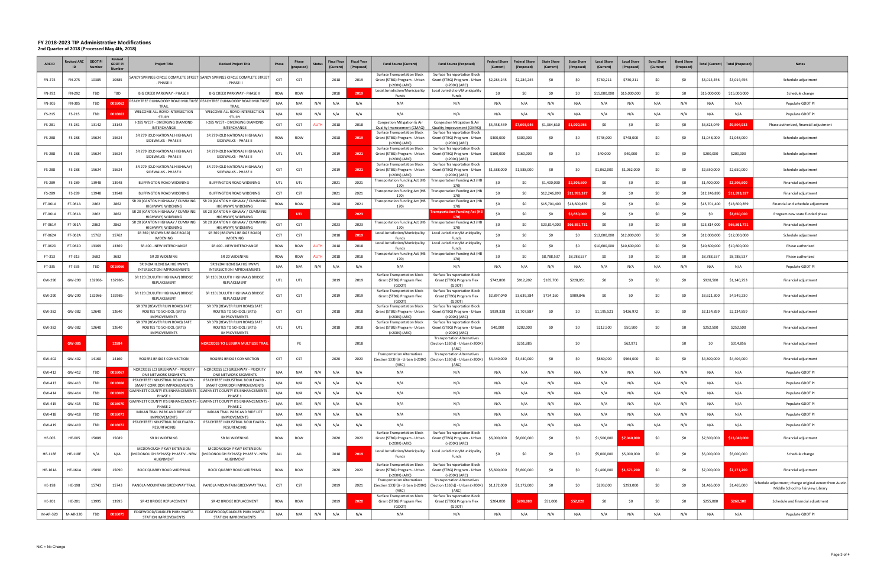# FY 2018-2023 TIP Administrative Modifications

## 2nd Quarter of 2018 (Processed May 4th, 2018)

| ARC ID | Revised ARC ID | GDOT PI Number | Revised GDOT PI Number | Project Title | Revised Project Title | Phase | Phase (proposed) | Status | Fiscal Year (Current) | Fiscal Year (Proposed) | Fund Source (Current) | Fund Source (Proposed) | Federal Share (Current) | Federal Share (Proposed) | State Share (Current) | State Share (Proposed) | Local Share (Current) | Local Share (Proposed) | Bond Share (Current) | Bond Share (Proposed) | Total (Current) | Total (Proposed) | Notes |
|---|---|---|---|---|---|---|---|---|---|---|---|---|---|---|---|---|---|---|---|---|---|---|---|
| FN-275 | FN-275 | 10385 | 10385 | SANDY SPRINGS CIRCLE COMPLETE STREET - PHASE II | SANDY SPRINGS CIRCLE COMPLETE STREET - PHASE II | CST | CST | | 2018 | 2019 | Surface Transportation Block Grant (STBG) Program - Urban (>200K) (ARC) | Surface Transportation Block Grant (STBG) Program - Urban (>200K) (ARC) | $2,284,245 | $2,284,245 | $0 | $0 | $730,211 | $730,211 | $0 | $0 | $3,014,456 | $3,014,456 | Schedule adjustment |
| FN-292 | FN-292 | TBD | TBD | BIG CREEK PARKWAY - PHASE II | BIG CREEK PARKWAY - PHASE II | ROW | ROW | | 2018 | 2019 | Local Jurisdiction/Municipality Funds | Local Jurisdiction/Municipality Funds | $0 | $0 | $0 | $0 | $15,000,000 | $15,000,000 | $0 | $0 | $15,000,000 | $15,000,000 | Schedule change |
| FN-305 | FN-305 | TBD | 0016062 | PEACHTREE DUNWOODY ROAD MULTIUSE TRAIL | PEACHTREE DUNWOODY ROAD MULTIUSE TRAIL | N/A | N/A | N/A | N/A | N/A | N/A | N/A | N/A | N/A | N/A | N/A | N/A | N/A | N/A | N/A | N/A | N/A | Populate GDOT PI |
| FS-215 | FS-215 | TBD | 0016063 | WELCOME ALL ROAD INTERSECTION STUDY | WELCOME ALL ROAD INTERSECTION STUDY | N/A | N/A | N/A | N/A | N/A | N/A | N/A | N/A | N/A | N/A | N/A | N/A | N/A | N/A | N/A | N/A | N/A | Populate GDOT PI |
| FS-281 | FS-281 | 13142 | 13142 | I-285 WEST - DIVERGING DIAMOND INTERCHANGE | I-285 WEST - DIVERGING DIAMOND INTERCHANGE | CST | CST | AUTH | 2018 | 2018 | Congestion Mitigation & Air Quality Improvement (CMAQ) | Congestion Mitigation & Air Quality Improvement (CMAQ) | $5,458,439 | $7,603,946 | $1,364,610 | $1,900,986 | $0 | $0 | $0 | $0 | $6,823,049 | $9,504,932 | Phase authorized, financial adjustment |
| FS-288 | FS-288 | 15624 | 15624 | SR 279 (OLD NATIONAL HIGHWAY) SIDEWALKS - PHASE II | SR 279 (OLD NATIONAL HIGHWAY) SIDEWALKS - PHASE II | ROW | ROW | | 2018 | 2019 | Surface Transportation Block Grant (STBG) Program - Urban (>200K) (ARC) | Surface Transportation Block Grant (STBG) Program - Urban (>200K) (ARC) | $300,000 | $300,000 | $0 | $0 | $748,000 | $748,000 | $0 | $0 | $1,048,000 | $1,048,000 | Schedule adjustment |
| FS-288 | FS-288 | 15624 | 15624 | SR 279 (OLD NATIONAL HIGHWAY) SIDEWALKS - PHASE II | SR 279 (OLD NATIONAL HIGHWAY) SIDEWALKS - PHASE II | UTL | UTL | | 2019 | 2021 | Surface Transportation Block Grant (STBG) Program - Urban (>200K) (ARC) | Surface Transportation Block Grant (STBG) Program - Urban (>200K) (ARC) | $160,000 | $160,000 | $0 | $0 | $40,000 | $40,000 | $0 | $0 | $200,000 | $200,000 | Schedule adjustment |
| FS-288 | FS-288 | 15624 | 15624 | SR 279 (OLD NATIONAL HIGHWAY) SIDEWALKS - PHASE II | SR 279 (OLD NATIONAL HIGHWAY) SIDEWALKS - PHASE II | CST | CST | | 2019 | 2021 | Surface Transportation Block Grant (STBG) Program - Urban (>200K) (ARC) | Surface Transportation Block Grant (STBG) Program - Urban (>200K) (ARC) | $1,588,000 | $1,588,000 | $0 | $0 | $1,062,000 | $1,062,000 | $0 | $0 | $2,650,000 | $2,650,000 | Schedule adjustment |
| FS-289 | FS-289 | 13948 | 13948 | BUFFINGTON ROAD WIDENING | BUFFINGTON ROAD WIDENING | UTL | UTL | | 2021 | 2021 | Transportation Funding Act (HB 170) | Transportation Funding Act (HB 170) | $0 | $0 | $1,400,000 | $2,306,600 | $0 | $0 | $0 | $0 | $1,400,000 | $2,306,600 | Financial adjustment |
| FS-289 | FS-289 | 13948 | 13948 | BUFFINGTON ROAD WIDENING | BUFFINGTON ROAD WIDENING | CST | CST | | 2021 | 2021 | Transportation Funding Act (HB 170) | Transportation Funding Act (HB 170) | $0 | $0 | $12,246,890 | $11,993,327 | $0 | $0 | $0 | $0 | $12,246,890 | $11,993,327 | Financial adjustment |
| FT-061A | FT-061A | 2862 | 2862 | SR 20 (CANTON HIGHWAY / CUMMING HIGHWAY) WIDENING | SR 20 (CANTON HIGHWAY / CUMMING HIGHWAY) WIDENING | ROW | ROW | | 2018 | 2021 | Transportation Funding Act (HB 170) | Transportation Funding Act (HB 170) | $0 | $0 | $15,701,400 | $18,600,859 | $0 | $0 | $0 | $0 | $15,701,400 | $18,600,859 | Financial and schedule adjustment |
| FT-061A | FT-061A | 2862 | 2862 | SR 20 (CANTON HIGHWAY / CUMMING HIGHWAY) WIDENING | SR 20 (CANTON HIGHWAY / CUMMING HIGHWAY) WIDENING | | UTL | | | 2023 | | Transportation Funding Act (HB 170) | $0 | $0 | $0 | $3,650,000 | $0 | $0 | $0 | $0 | $0 | $3,650,000 | Program new state funded phase |
| FT-061A | FT-061A | 2862 | 2862 | SR 20 (CANTON HIGHWAY / CUMMING HIGHWAY) WIDENING | SR 20 (CANTON HIGHWAY / CUMMING HIGHWAY) WIDENING | CST | CST | | 2023 | 2023 | Transportation Funding Act (HB 170) | Transportation Funding Act (HB 170) | $0 | $0 | $23,814,000 | $66,861,731 | $0 | $0 | $0 | $0 | $23,814,000 | $66,861,731 | Financial adjustment |
| FT-062A | FT-062A | 15762 | 15762 | SR 369 (BROWNS BRIDGE ROAD) WIDENING | SR 369 (BROWNS BRIDGE ROAD) WIDENING | CST | CST | | 2018 | 2019 | Local Jurisdiction/Municipality Funds | Local Jurisdiction/Municipality Funds | $0 | $0 | $0 | $0 | $12,000,000 | $12,000,000 | $0 | $0 | $12,000,000 | $12,000,000 | Schedule adjustment |
| FT-062D | FT-062D | 13369 | 13369 | SR 400 - NEW INTERCHANGE | SR 400 - NEW INTERCHANGE | ROW | ROW | AUTH | 2018 | 2018 | Local Jurisdiction/Municipality Funds | Local Jurisdiction/Municipality Funds | $0 | $0 | $0 | $0 | $10,600,000 | $10,600,000 | $0 | $0 | $10,600,000 | $10,600,000 | Phase authorized |
| FT-313 | FT-313 | 3682 | 3682 | SR 20 WIDENING | SR 20 WIDENING | ROW | ROW | AUTH | 2018 | 2018 | Transportation Funding Act (HB 170) | Transportation Funding Act (HB 170) | $0 | $0 | $8,788,537 | $8,788,537 | $0 | $0 | $0 | $0 | $8,788,537 | $8,788,537 | Phase authorized |
| FT-335 | FT-335 | TBD | 0016066 | SR 9 (DAHLONEGA HIGHWAY) INTERSECTION IMPROVEMENTS | SR 9 (DAHLONEGA HIGHWAY) INTERSECTION IMPROVEMENTS | N/A | N/A | N/A | N/A | N/A | N/A | N/A | N/A | N/A | N/A | N/A | N/A | N/A | N/A | N/A | N/A | N/A | Populate GDOT PI |
| GW-290 | GW-290 | 132986- | 132986- | SR 120 (DULUTH HIGHWAY) BRIDGE REPLACEMENT | SR 120 (DULUTH HIGHWAY) BRIDGE REPLACEMENT | UTL | UTL | | 2019 | 2019 | Surface Transportation Block Grant (STBG) Program Flex (GDOT) | Surface Transportation Block Grant (STBG) Program Flex (GDOT) | $742,800 | $912,202 | $185,700 | $228,051 | $0 | $0 | $0 | $0 | $928,500 | $1,140,253 | Financial adjustment |
| GW-290 | GW-290 | 132986- | 132986- | SR 120 (DULUTH HIGHWAY) BRIDGE REPLACEMENT | SR 120 (DULUTH HIGHWAY) BRIDGE REPLACEMENT | CST | CST | | 2019 | 2019 | Surface Transportation Block Grant (STBG) Program Flex (GDOT) | Surface Transportation Block Grant (STBG) Program Flex (GDOT) | $2,897,040 | $3,639,384 | $724,260 | $909,846 | $0 | $0 | $0 | $0 | $3,621,300 | $4,549,230 | Financial adjustment |
| GW-382 | GW-382 | 12640 | 12640 | SR 378 (BEAVER RUIN ROAD) SAFE ROUTES TO SCHOOL (SRTS) IMPROVEMENTS | SR 378 (BEAVER RUIN ROAD) SAFE ROUTES TO SCHOOL (SRTS) IMPROVEMENTS | CST | CST | | 2018 | 2018 | Surface Transportation Block Grant (STBG) Program - Urban (>200K) (ARC) | Surface Transportation Block Grant (STBG) Program - Urban (>200K) (ARC) | $939,338 | $1,707,887 | $0 | $0 | $1,195,521 | $426,972 | $0 | $0 | $2,134,859 | $2,134,859 | Financial adjustment |
| GW-382 | GW-382 | 12640 | 12640 | SR 378 (BEAVER RUIN ROAD) SAFE ROUTES TO SCHOOL (SRTS) IMPROVEMENTS | SR 378 (BEAVER RUIN ROAD) SAFE ROUTES TO SCHOOL (SRTS) IMPROVEMENTS | UTL | UTL | | 2018 | 2018 | Surface Transportation Block Grant (STBG) Program - Urban (>200K) (ARC) | Surface Transportation Block Grant (STBG) Program - Urban (>200K) (ARC) | $40,000 | $202,000 | $0 | $0 | $212,500 | $50,500 | $0 | $0 | $252,500 | $252,500 | Financial adjustment |
| | GW-385 | | 12884 | | NORCROSS TO LILBURN MULTIUSE TRAIL | | PE | | | 2018 | | Transportation Alternatives (Section 133(h)) - Urban (>200K) (ARC) | | $251,885 | | $0 | | $62,971 | | $0 | $0 | $314,856 | Financial adjustment |
| GW-402 | GW-402 | 14160 | 14160 | ROGERS BRIDGE CONNECTION | ROGERS BRIDGE CONNECTION | CST | CST | | 2020 | 2020 | Transportation Alternatives (Section 133(h)) - Urban (>200K) (ARC) | Transportation Alternatives (Section 133(h)) - Urban (>200K) (ARC) | $3,440,000 | $3,440,000 | $0 | $0 | $860,000 | $964,000 | $0 | $0 | $4,300,000 | $4,404,000 | Financial adjustment |
| GW-412 | GW-412 | TBD | 0016067 | NORCROSS LCI GREENWAY - PRIORITY ONE NETWORK SEGMENTS | NORCROSS LCI GREENWAY - PRIORITY ONE NETWORK SEGMENTS | N/A | N/A | N/A | N/A | N/A | N/A | N/A | N/A | N/A | N/A | N/A | N/A | N/A | N/A | N/A | N/A | N/A | Populate GDOT PI |
| GW-413 | GW-413 | TBD | 0016068 | PEACHTREE INDUSTRIAL BOULEVARD - SMART CORRIDOR IMPROVEMENTS | PEACHTREE INDUSTRIAL BOULEVARD - SMART CORRIDOR IMPROVEMENTS | N/A | N/A | N/A | N/A | N/A | N/A | N/A | N/A | N/A | N/A | N/A | N/A | N/A | N/A | N/A | N/A | N/A | Populate GDOT PI |
| GW-414 | GW-414 | TBD | 0016069 | GWINNETT COUNTY ITS ENHANCEMENTS - PHASE 1 | GWINNETT COUNTY ITS ENHANCEMENTS - PHASE 1 | N/A | N/A | N/A | N/A | N/A | N/A | N/A | N/A | N/A | N/A | N/A | N/A | N/A | N/A | N/A | N/A | N/A | Populate GDOT PI |
| GW-415 | GW-415 | TBD | 0016070 | GWINNETT COUNTY ITS ENHANCEMENTS - PHASE 2 | GWINNETT COUNTY ITS ENHANCEMENTS - PHASE 2 | N/A | N/A | N/A | N/A | N/A | N/A | N/A | N/A | N/A | N/A | N/A | N/A | N/A | N/A | N/A | N/A | N/A | Populate GDOT PI |
| GW-418 | GW-418 | TBD | 0016071 | INDIAN TRAIL PARK AND RIDE LOT IMPROVEMENTS | INDIAN TRAIL PARK AND RIDE LOT IMPROVEMENTS | N/A | N/A | N/A | N/A | N/A | N/A | N/A | N/A | N/A | N/A | N/A | N/A | N/A | N/A | N/A | N/A | N/A | Populate GDOT PI |
| GW-419 | GW-419 | TBD | 0016072 | PEACHTREE INDUSTRIAL BOULEVARD - RESURFACING | PEACHTREE INDUSTRIAL BOULEVARD - RESURFACING | N/A | N/A | N/A | N/A | N/A | N/A | N/A | N/A | N/A | N/A | N/A | N/A | N/A | N/A | N/A | N/A | N/A | Populate GDOT PI |
| HE-005 | HE-005 | 15089 | 15089 | SR 81 WIDENING | SR 81 WIDENING | ROW | ROW | | 2020 | 2020 | Surface Transportation Block Grant (STBG) Program - Urban (>200K) (ARC) | Surface Transportation Block Grant (STBG) Program - Urban (>200K) (ARC) | $6,000,000 | $6,000,000 | $0 | $0 | $1,500,000 | $7,040,000 | $0 | $0 | $7,500,000 | $13,040,000 | Financial adjustment |
| HE-118E | HE-118E | N/A | N/A | MCDONOUGH PKWY EXTENSION (MCDONOUGH BYPASS): PHASE V - NEW ALIGNMENT | MCDONOUGH PKWY EXTENSION (MCDONOUGH BYPASS): PHASE V - NEW ALIGNMENT | ALL | ALL | | 2018 | 2019 | Local Jurisdiction/Municipality Funds | Local Jurisdiction/Municipality Funds | $0 | $0 | $0 | $0 | $5,000,000 | $5,000,000 | $0 | $0 | $5,000,000 | $5,000,000 | Schedule change |
| HE-161A | HE-161A | 15090 | 15090 | ROCK QUARRY ROAD WIDENING | ROCK QUARRY ROAD WIDENING | ROW | ROW | | 2020 | 2020 | Surface Transportation Block Grant (STBG) Program - Urban (>200K) (ARC) | Surface Transportation Block Grant (STBG) Program - Urban (>200K) (ARC) | $5,600,000 | $5,600,000 | $0 | $0 | $1,400,000 | $1,571,200 | $0 | $0 | $7,000,000 | $7,171,200 | Financial adjustment |
| HE-198 | HE-198 | 15743 | 15743 | PANOLA MOUNTAIN GREENWAY TRAIL | PANOLA MOUNTAIN GREENWAY TRAIL | CST | CST | | 2019 | 2021 | Transportation Alternatives (Section 133(h)) - Urban (>200K) (ARC) | Transportation Alternatives (Section 133(h)) - Urban (>200K) (ARC) | $1,172,000 | $1,172,000 | $0 | $0 | $293,000 | $293,000 | $0 | $0 | $1,465,000 | $1,465,000 | Schedule adjustment; change original extent from Austin Middle School to Fairview Library |
| HE-201 | HE-201 | 13995 | 13995 | SR 42 BRIDGE REPLACEMENT | SR 42 BRIDGE REPLACEMENT | ROW | ROW | | 2019 | 2020 | Surface Transportation Block Grant (STBG) Program Flex (GDOT) | Surface Transportation Block Grant (STBG) Program Flex (GDOT) | $204,000 | $208,080 | $51,000 | $52,020 | $0 | $0 | $0 | $0 | $255,000 | $260,100 | Schedule and financial adjustment |
| M-AR-320 | M-AR-320 | TBD | 0016075 | EDGEWOOD/CANDLER PARK MARTA STATION IMPROVEMENTS | EDGEWOOD/CANDLER PARK MARTA STATION IMPROVEMENTS | N/A | N/A | N/A | N/A | N/A | N/A | N/A | N/A | N/A | N/A | N/A | N/A | N/A | N/A | N/A | N/A | N/A | Populate GDOT PI |

N/C = No Change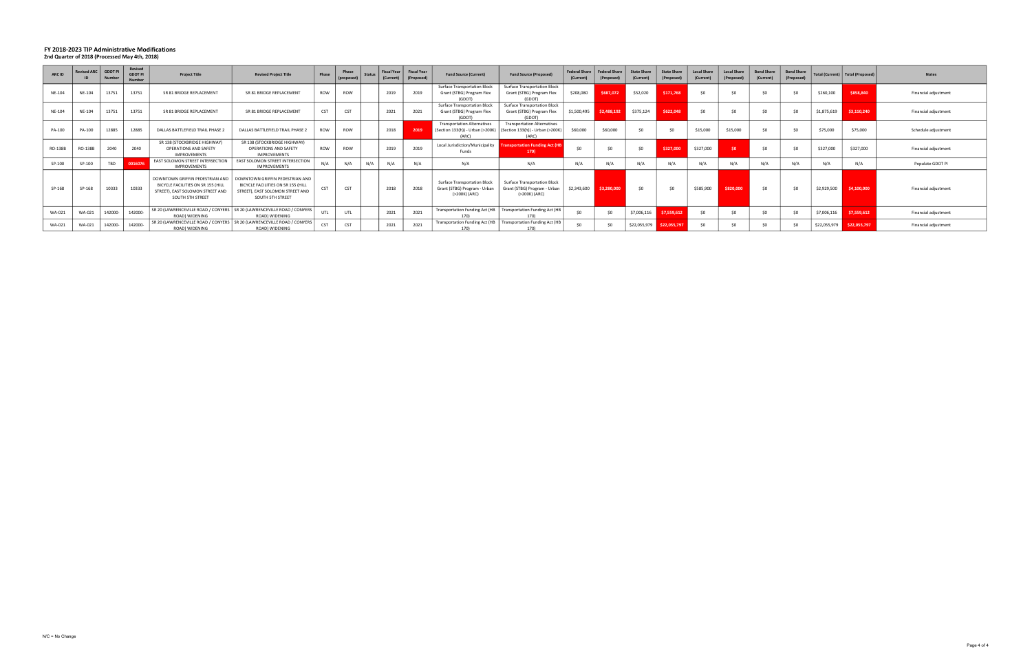## FY 2018-2023 TIP Administrative Modifications

**2nd Quarter of 2018 (Processed May 4th, 2018)**

| ARC ID | Revised ARC ID | GDOT PI Number | Revised GDOT PI Number | Project Title | Revised Project Title | Phase | Phase (proposed) | Status | Fiscal Year (Current) | Fiscal Year (Proposed) | Fund Source (Current) | Fund Source (Proposed) | Federal Share (Current) | Federal Share (Proposed) | State Share (Current) | State Share (Proposed) | Local Share (Current) | Local Share (Proposed) | Bond Share (Current) | Bond Share (Proposed) | Total (Current) | Total (Proposed) | Notes |
|---|---|---|---|---|---|---|---|---|---|---|---|---|---|---|---|---|---|---|---|---|---|---|---|
| NE-104 | NE-104 | 13751 | 13751 | SR 81 BRIDGE REPLACEMENT | SR 81 BRIDGE REPLACEMENT | ROW | ROW | | 2019 | 2019 | Surface Transportation Block Grant (STBG) Program Flex (GDOT) | Surface Transportation Block Grant (STBG) Program Flex (GDOT) | $208,080 | $687,072 | $52,020 | $171,768 | $0 | $0 | $0 | $0 | $260,100 | $858,840 | Financial adjustment |
| NE-104 | NE-104 | 13751 | 13751 | SR 81 BRIDGE REPLACEMENT | SR 81 BRIDGE REPLACEMENT | CST | CST | | 2021 | 2021 | Surface Transportation Block Grant (STBG) Program Flex (GDOT) | Surface Transportation Block Grant (STBG) Program Flex (GDOT) | $1,500,495 | $2,488,192 | $375,124 | $622,048 | $0 | $0 | $0 | $0 | $1,875,619 | $3,110,240 | Financial adjustment |
| PA-100 | PA-100 | 12885 | 12885 | DALLAS BATTLEFIELD TRAIL PHASE 2 | DALLAS BATTLEFIELD TRAIL PHASE 2 | ROW | ROW | | 2018 | 2019 | Transportation Alternatives (Section 133(h)) - Urban (>200K) (ARC) | Transportation Alternatives (Section 133(h)) - Urban (>200K) (ARC) | $60,000 | $60,000 | $0 | $0 | $15,000 | $15,000 | $0 | $0 | $75,000 | $75,000 | Schedule adjustment |
| RO-138B | RO-138B | 2040 | 2040 | SR 138 (STOCKBRIDGE HIGHWAY) OPERATIONS AND SAFETY IMPROVEMENTS | SR 138 (STOCKBRIDGE HIGHWAY) OPERATIONS AND SAFETY IMPROVEMENTS | ROW | ROW | | 2019 | 2019 | Local Jurisdiction/Municipality Funds | Transportation Funding Act (HB 170) | $0 | $0 | $0 | $327,000 | $327,000 | $0 | $0 | $0 | $327,000 | $327,000 | Financial adjustment |
| SP-100 | SP-100 | TBD | 0016076 | EAST SOLOMON STREET INTERSECTION IMPROVEMENTS | EAST SOLOMON STREET INTERSECTION IMPROVEMENTS | N/A | N/A | N/A | N/A | N/A | N/A | N/A | N/A | N/A | N/A | N/A | N/A | N/A | N/A | N/A | N/A | N/A | Populate GDOT PI |
| SP-168 | SP-168 | 10333 | 10333 | DOWNTOWN GRIFFIN PEDESTRIAN AND BICYCLE FACILITIES ON SR 155 (HILL STREET), EAST SOLOMON STREET AND SOUTH 5TH STREET | DOWNTOWN GRIFFIN PEDESTRIAN AND BICYCLE FACILITIES ON SR 155 (HILL STREET), EAST SOLOMON STREET AND SOUTH 5TH STREET | CST | CST | | 2018 | 2018 | Surface Transportation Block Grant (STBG) Program - Urban (>200K) (ARC) | Surface Transportation Block Grant (STBG) Program - Urban (>200K) (ARC) | $2,343,600 | $3,280,000 | $0 | $0 | $585,900 | $820,000 | $0 | $0 | $2,929,500 | $4,100,000 | Financial adjustment |
| WA-021 | WA-021 | 142000- | 142000- | SR 20 (LAWRENCEVILLE ROAD / CONYERS ROAD) WIDENING | SR 20 (LAWRENCEVILLE ROAD / CONYERS ROAD) WIDENING | UTL | UTL | | 2021 | 2021 | Transportation Funding Act (HB 170) | Transportation Funding Act (HB 170) | $0 | $0 | $7,006,116 | $7,559,612 | $0 | $0 | $0 | $0 | $7,006,116 | $7,559,612 | Financial adjustment |
| WA-021 | WA-021 | 142000- | 142000- | SR 20 (LAWRENCEVILLE ROAD / CONYERS ROAD) WIDENING | SR 20 (LAWRENCEVILLE ROAD / CONYERS ROAD) WIDENING | CST | CST | | 2021 | 2021 | Transportation Funding Act (HB 170) | Transportation Funding Act (HB 170) | $0 | $0 | $22,055,979 | $22,055,797 | $0 | $0 | $0 | $0 | $22,055,979 | $22,055,797 | Financial adjustment |

N/C = No Change